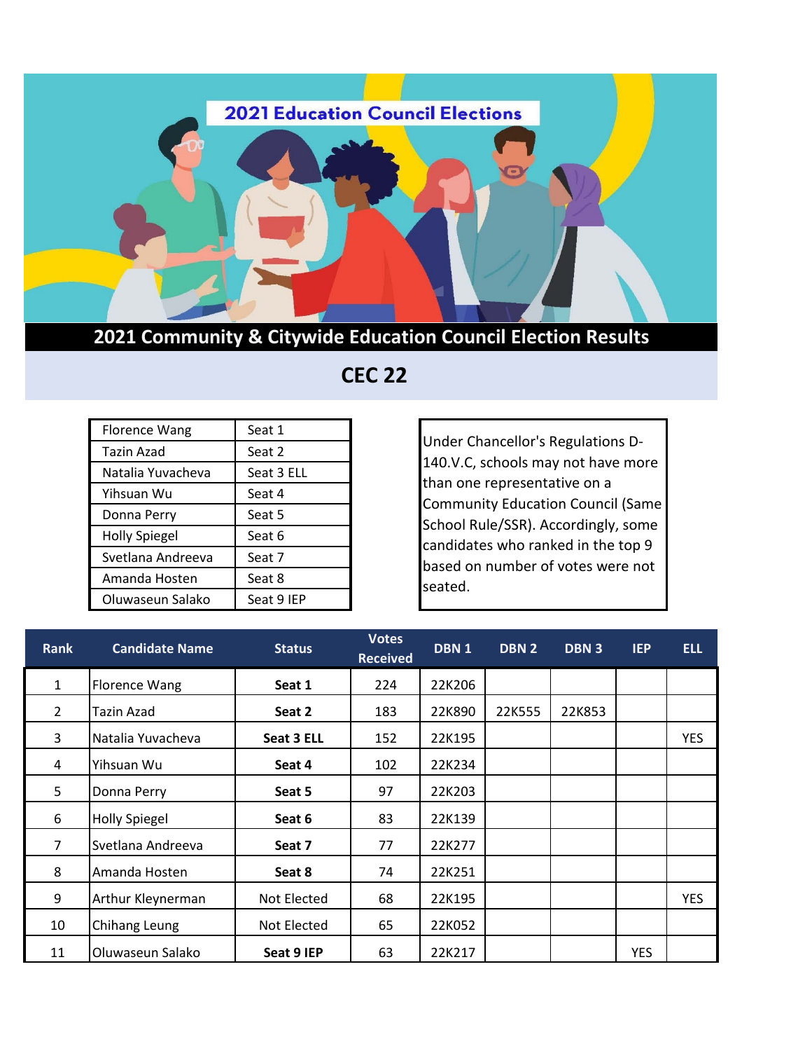# 2021 Education Council Elections

## 2021 Community & Citywide Education Council Election Results

## CEC 22

| | |
|---|---|
| Florence Wang | Seat 1 |
| Tazin Azad | Seat 2 |
| Natalia Yuvacheva | Seat 3 ELL |
| Yihsuan Wu | Seat 4 |
| Donna Perry | Seat 5 |
| Holly Spiegel | Seat 6 |
| Svetlana Andreeva | Seat 7 |
| Amanda Hosten | Seat 8 |
| Oluwaseun Salako | Seat 9 IEP |

Under Chancellor's Regulations D-140.V.C, schools may not have more than one representative on a Community Education Council (Same School Rule/SSR). Accordingly, some candidates who ranked in the top 9 based on number of votes were not seated.

| Rank | Candidate Name | Status | Votes Received | DBN 1 | DBN 2 | DBN 3 | IEP | ELL |
|---|---|---|---|---|---|---|---|---|
| 1 | Florence Wang | **Seat 1** | 224 | 22K206 | | | | |
| 2 | Tazin Azad | **Seat 2** | 183 | 22K890 | 22K555 | 22K853 | | |
| 3 | Natalia Yuvacheva | **Seat 3 ELL** | 152 | 22K195 | | | | YES |
| 4 | Yihsuan Wu | **Seat 4** | 102 | 22K234 | | | | |
| 5 | Donna Perry | **Seat 5** | 97 | 22K203 | | | | |
| 6 | Holly Spiegel | **Seat 6** | 83 | 22K139 | | | | |
| 7 | Svetlana Andreeva | **Seat 7** | 77 | 22K277 | | | | |
| 8 | Amanda Hosten | **Seat 8** | 74 | 22K251 | | | | |
| 9 | Arthur Kleynerman | Not Elected | 68 | 22K195 | | | | YES |
| 10 | Chihang Leung | Not Elected | 65 | 22K052 | | | | |
| 11 | Oluwaseun Salako | **Seat 9 IEP** | 63 | 22K217 | | | YES | |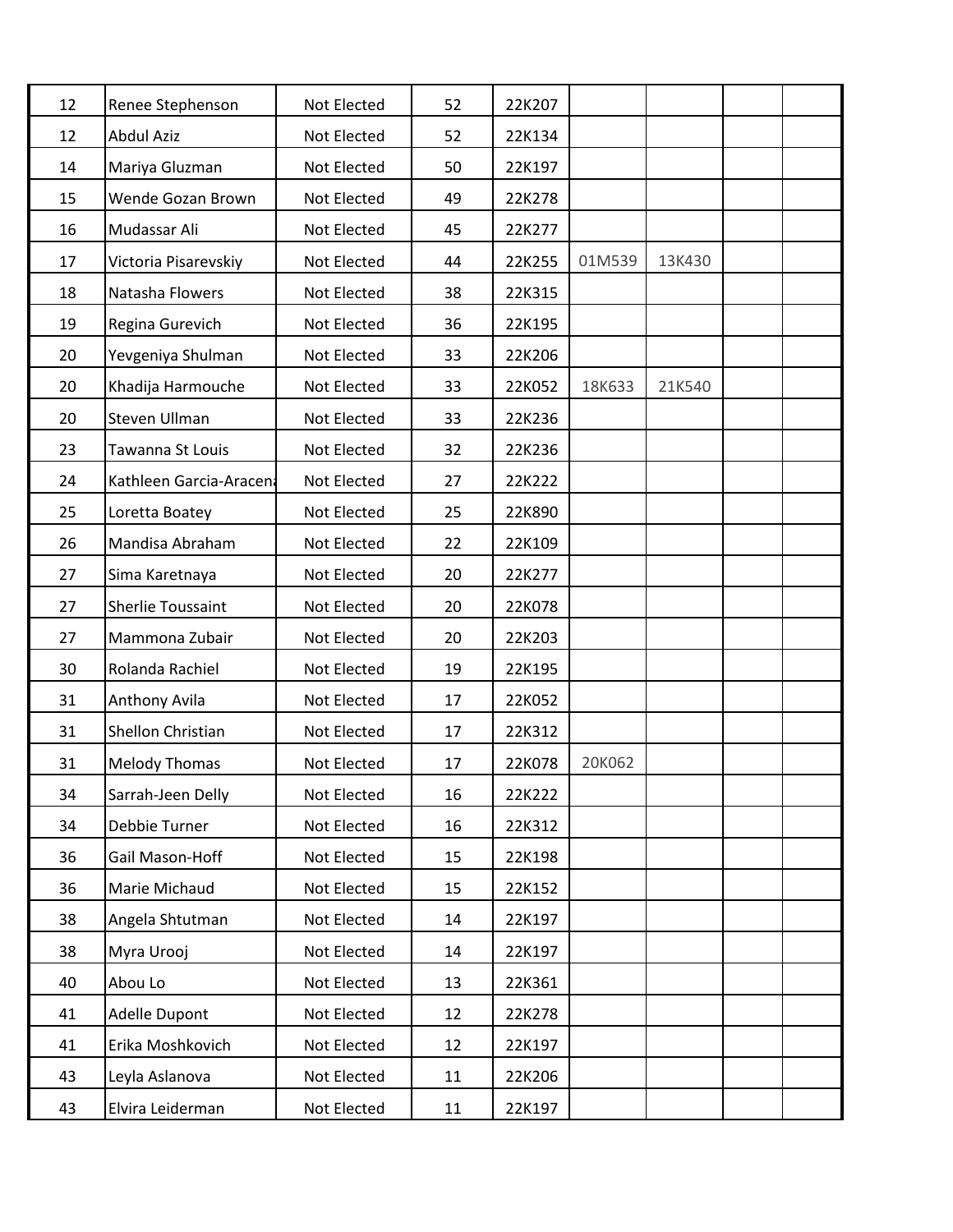| | | | | | | | | |
|---|---|---|---|---|---|---|---|---|
| 12 | Renee Stephenson | Not Elected | 52 | 22K207 | | | | |
| 12 | Abdul Aziz | Not Elected | 52 | 22K134 | | | | |
| 14 | Mariya Gluzman | Not Elected | 50 | 22K197 | | | | |
| 15 | Wende Gozan Brown | Not Elected | 49 | 22K278 | | | | |
| 16 | Mudassar Ali | Not Elected | 45 | 22K277 | | | | |
| 17 | Victoria Pisarevskiy | Not Elected | 44 | 22K255 | 01M539 | 13K430 | | |
| 18 | Natasha Flowers | Not Elected | 38 | 22K315 | | | | |
| 19 | Regina Gurevich | Not Elected | 36 | 22K195 | | | | |
| 20 | Yevgeniya Shulman | Not Elected | 33 | 22K206 | | | | |
| 20 | Khadija Harmouche | Not Elected | 33 | 22K052 | 18K633 | 21K540 | | |
| 20 | Steven Ullman | Not Elected | 33 | 22K236 | | | | |
| 23 | Tawanna St Louis | Not Elected | 32 | 22K236 | | | | |
| 24 | Kathleen Garcia-Aracena | Not Elected | 27 | 22K222 | | | | |
| 25 | Loretta Boatey | Not Elected | 25 | 22K890 | | | | |
| 26 | Mandisa Abraham | Not Elected | 22 | 22K109 | | | | |
| 27 | Sima Karetnaya | Not Elected | 20 | 22K277 | | | | |
| 27 | Sherlie Toussaint | Not Elected | 20 | 22K078 | | | | |
| 27 | Mammona Zubair | Not Elected | 20 | 22K203 | | | | |
| 30 | Rolanda Rachiel | Not Elected | 19 | 22K195 | | | | |
| 31 | Anthony Avila | Not Elected | 17 | 22K052 | | | | |
| 31 | Shellon Christian | Not Elected | 17 | 22K312 | | | | |
| 31 | Melody Thomas | Not Elected | 17 | 22K078 | 20K062 | | | |
| 34 | Sarrah-Jeen Delly | Not Elected | 16 | 22K222 | | | | |
| 34 | Debbie Turner | Not Elected | 16 | 22K312 | | | | |
| 36 | Gail Mason-Hoff | Not Elected | 15 | 22K198 | | | | |
| 36 | Marie Michaud | Not Elected | 15 | 22K152 | | | | |
| 38 | Angela Shtutman | Not Elected | 14 | 22K197 | | | | |
| 38 | Myra Urooj | Not Elected | 14 | 22K197 | | | | |
| 40 | Abou Lo | Not Elected | 13 | 22K361 | | | | |
| 41 | Adelle Dupont | Not Elected | 12 | 22K278 | | | | |
| 41 | Erika Moshkovich | Not Elected | 12 | 22K197 | | | | |
| 43 | Leyla Aslanova | Not Elected | 11 | 22K206 | | | | |
| 43 | Elvira Leiderman | Not Elected | 11 | 22K197 | | | | |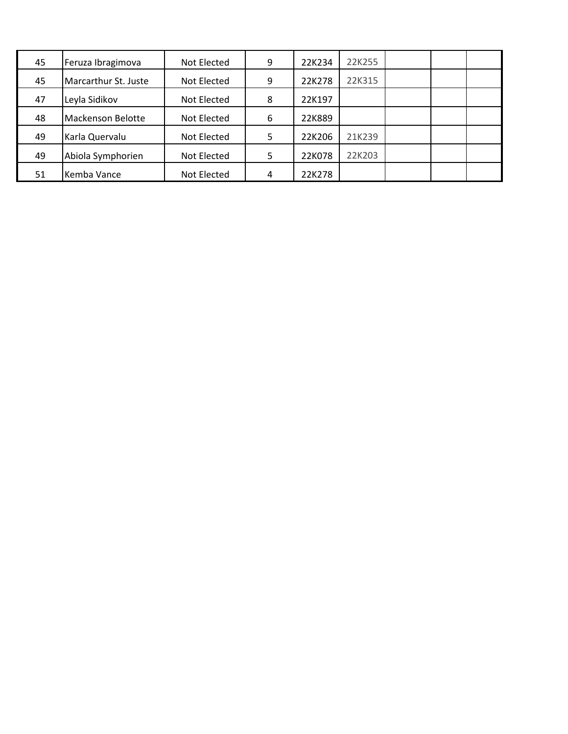| | | | | | | | | |
|---|---|---|---|---|---|---|---|---|
| 45 | Feruza Ibragimova | Not Elected | 9 | 22K234 | 22K255 | | | |
| 45 | Marcarthur St. Juste | Not Elected | 9 | 22K278 | 22K315 | | | |
| 47 | Leyla Sidikov | Not Elected | 8 | 22K197 | | | | |
| 48 | Mackenson Belotte | Not Elected | 6 | 22K889 | | | | |
| 49 | Karla Quervalu | Not Elected | 5 | 22K206 | 21K239 | | | |
| 49 | Abiola Symphorien | Not Elected | 5 | 22K078 | 22K203 | | | |
| 51 | Kemba Vance | Not Elected | 4 | 22K278 | | | | |